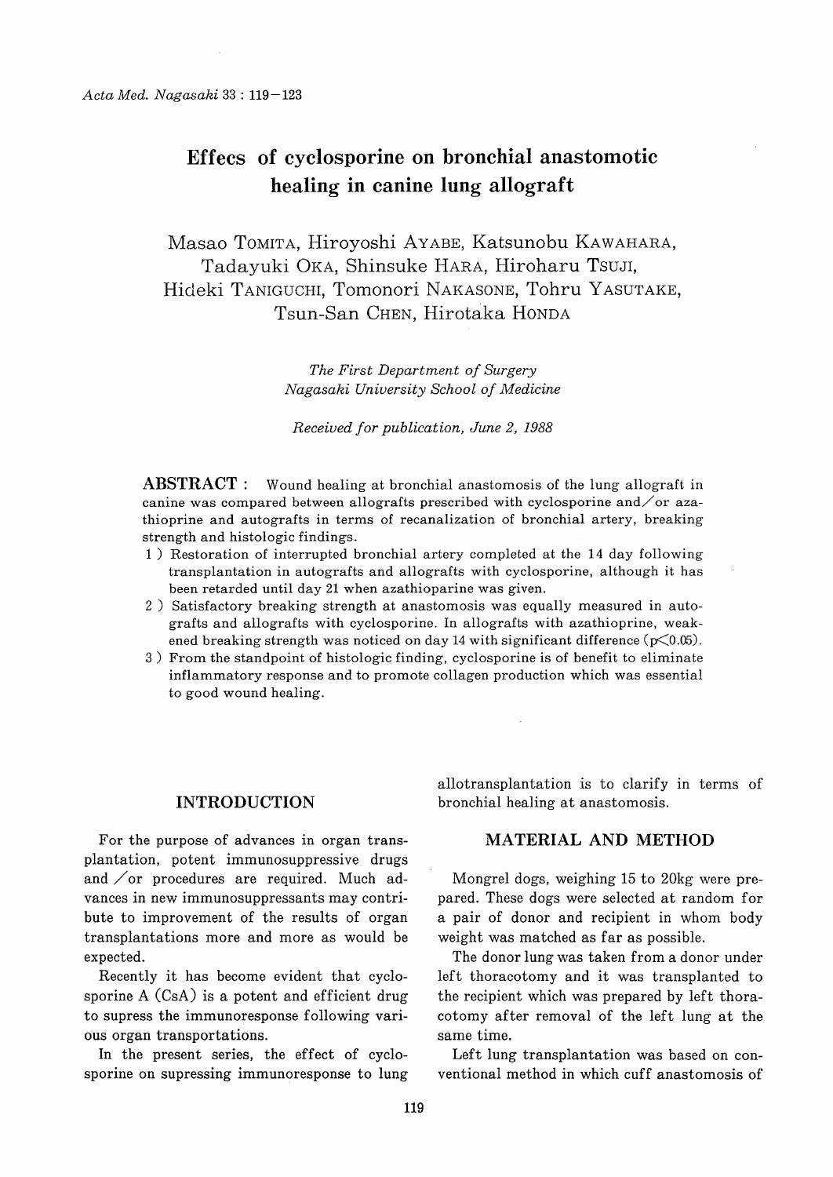# Effecs of cyclosporine on bronchial anastomotic healing in canine lung allograft

Masao TOMITA, Hiroyoshi AYABE, Katsunobu KAWAHARA, Tadayuki OKA, Shinsuke HARA, Hiroharu TSUJI, Hideki TANIGUCHI, Tomonori NAKASONE, Tohru YASUTAKE, Tsun-San CHEN, Hirotaka HONDA

*The First Department of Surgery*
*Nagasaki University School of Medicine*

*Received for publication, June 2, 1988*

**ABSTRACT** : Wound healing at bronchial anastomosis of the lung allograft in canine was compared between allografts prescribed with cyclosporine and/or azathioprine and autografts in terms of recanalization of bronchial artery, breaking strength and histologic findings.

1) Restoration of interrupted bronchial artery completed at the 14 day following transplantation in autografts and allografts with cyclosporine, although it has been retarded until day 21 when azathioparine was given.
2) Satisfactory breaking strength at anastomosis was equally measured in autografts and allografts with cyclosporine. In allografts with azathioprine, weakened breaking strength was noticed on day 14 with significant difference ($p<0.05$).
3) From the standpoint of histologic finding, cyclosporine is of benefit to eliminate inflammatory response and to promote collagen production which was essential to good wound healing.

## INTRODUCTION

For the purpose of advances in organ transplantation, potent immunosuppressive drugs and /or procedures are required. Much advances in new immunosuppressants may contribute to improvement of the results of organ transplantations more and more as would be expected.

Recently it has become evident that cyclosporine A (CsA) is a potent and efficient drug to supress the immunoresponse following various organ transportations.

In the present series, the effect of cyclosporine on supressing immunoresponse to lung allotransplantation is to clarify in terms of bronchial healing at anastomosis.

## MATERIAL AND METHOD

Mongrel dogs, weighing 15 to 20kg were prepared. These dogs were selected at random for a pair of donor and recipient in whom body weight was matched as far as possible.

The donor lung was taken from a donor under left thoracotomy and it was transplanted to the recipient which was prepared by left thoracotomy after removal of the left lung at the same time.

Left lung transplantation was based on conventional method in which cuff anastomosis of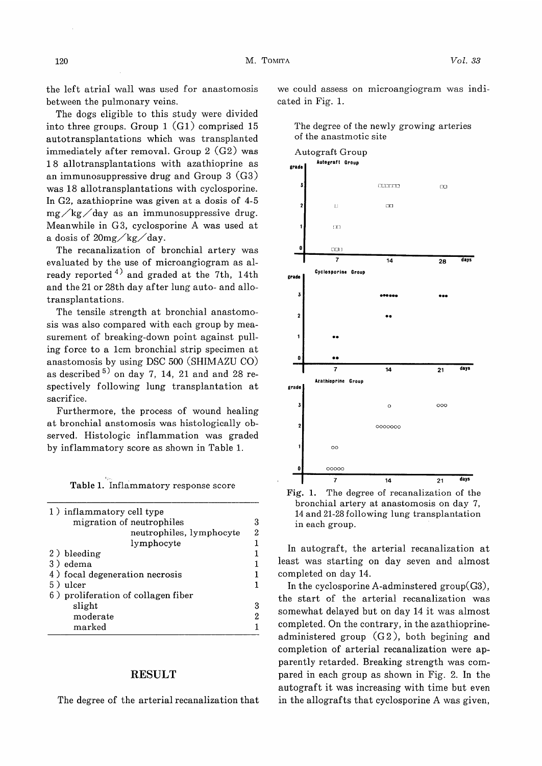the left atrial wall was used for anastomosis between the pulmonary veins.

The dogs eligible to this study were divided into three groups. Group 1 (G1) comprised 15 autotransplantations which was transplanted immediately after removal. Group 2 (G2) was 18 allotransplantations with azathioprine as an immunosuppressive drug and Group 3 (G3) was 18 allotransplantations with cyclosporine. In G2, azathioprine was given at a dosis of 4-5 mg/kg/day as an immunosuppressive drug. Meanwhile in G3, cyclosporine A was used at a dosis of 20mg/kg/day.

The recanalization of bronchial artery was evaluated by the use of microangiogram as already reported[4] and graded at the 7th, 14th and the 21 or 28th day after lung auto- and allotransplantations.

The tensile strength at bronchial anastomosis was also compared with each group by measurement of breaking-down point against pulling force to a 1cm bronchial strip specimen at anastomosis by using DSC 500 (SHIMAZU CO) as described[5] on day 7, 14, 21 and and 28 respectively following lung transplantation at sacrifice.

Furthermore, the process of wound healing at bronchial anstomosis was histologically observed. Histologic inflammation was graded by inflammatory score as shown in Table 1.

Table 1. Inflammatory response score

| | |
|---|---|
| 1) inflammatory cell type | |
| migration of neutrophiles | 3 |
| neutrophiles, lymphocyte | 2 |
| lymphocyte | 1 |
| 2) bleeding | 1 |
| 3) edema | 1 |
| 4) focal degeneration necrosis | 1 |
| 5) ulcer | 1 |
| 6) proliferation of collagen fiber | |
| slight | 3 |
| moderate | 2 |
| marked | 1 |

## RESULT

The degree of the arterial recanalization that we could assess on microangiogram was indicated in Fig. 1.

The degree of the newly growing arteries of the anastmotic site

Autograft Group

Fig. 1. The degree of recanalization of the bronchial artery at anastomosis on day 7, 14 and 21-28 following lung transplantation in each group.

In autograft, the arterial recanalization at least was starting on day seven and almost completed on day 14.

In the cyclosporine A-adminstered group(G3), the start of the arterial recanalization was somewhat delayed but on day 14 it was almost completed. On the contrary, in the azathioprine-administered group (G2), both begining and completion of arterial recanalization were apparently retarded. Breaking strength was compared in each group as shown in Fig. 2. In the autograft it was increasing with time but even in the allografts that cyclosporine A was given,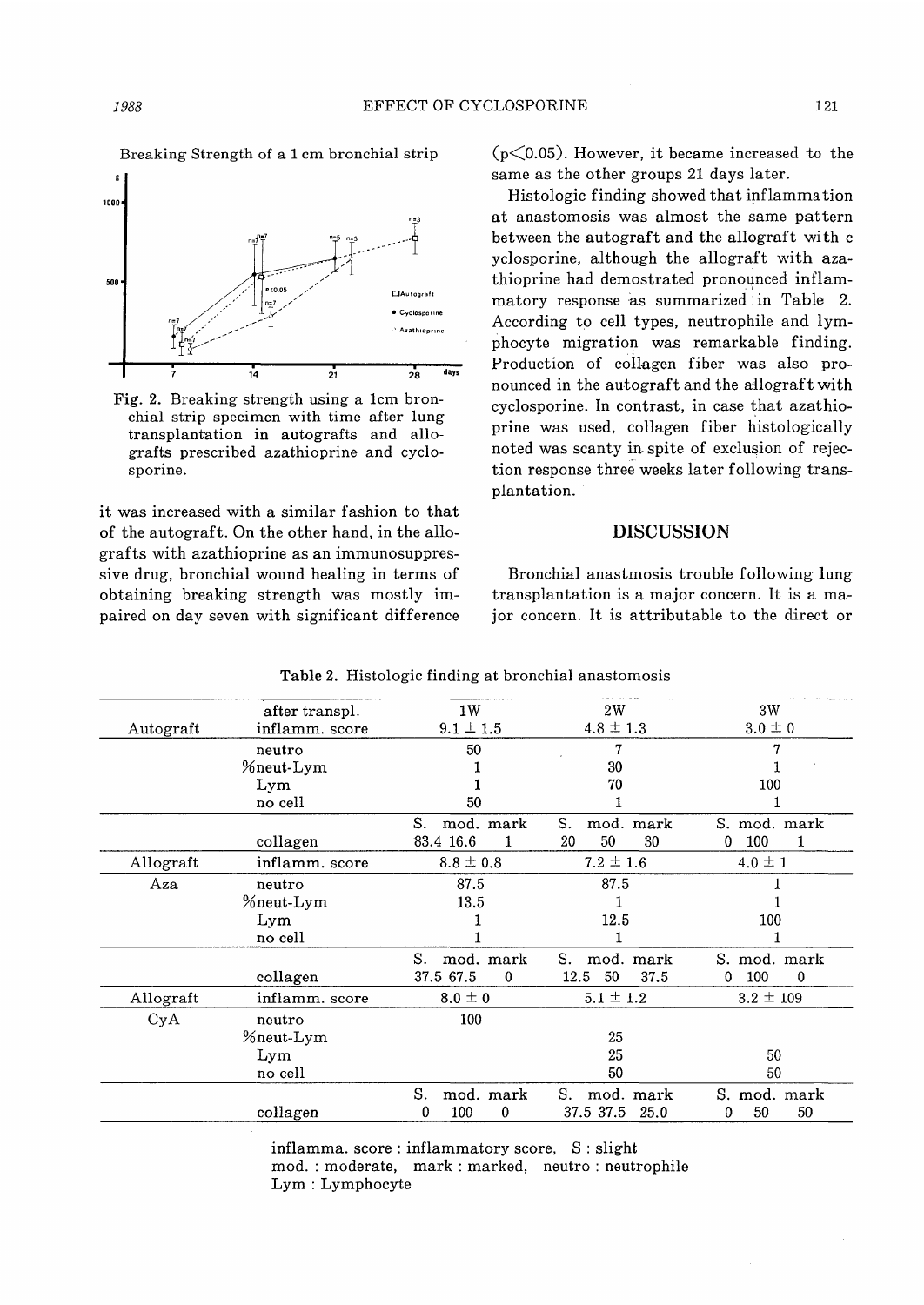Breaking Strength of a 1 cm bronchial strip

Fig. 2. Breaking strength using a 1cm bronchial strip specimen with time after lung transplantation in autografts and allografts prescribed azathioprine and cyclosporine.

it was increased with a similar fashion to that of the autograft. On the other hand, in the allografts with azathioprine as an immunosuppressive drug, bronchial wound healing in terms of obtaining breaking strength was mostly impaired on day seven with significant difference ($p<0.05$). However, it became increased to the same as the other groups 21 days later.

Histologic finding showed that inflammation at anastomosis was almost the same pattern between the autograft and the allograft with c yclosporine, although the allograft with azathioprine had demostrated pronounced inflammatory response as summarized in Table 2. According to cell types, neutrophile and lymphocyte migration was remarkable finding. Production of collagen fiber was also pronounced in the autograft and the allograft with cyclosporine. In contrast, in case that azathioprine was used, collagen fiber histologically noted was scanty in spite of exclusion of rejection response three weeks later following transplantation.

## DISCUSSION

Bronchial anastmosis trouble following lung transplantation is a major concern. It is a major concern. It is attributable to the direct or

**Table 2.** Histologic finding at bronchial anastomosis

| | after transpl. | 1W | 2W | 3W |
|---|---|---|---|---|
| Autograft | inflamm. score | 9.1 ± 1.5 | 4.8 ± 1.3 | 3.0 ± 0 |
| | neutro | 50 | 7 | 7 |
| | %neut-Lym | 1 | 30 | 1 |
| | Lym | 1 | 70 | 100 |
| | no cell | 50 | 1 | 1 |
| | | S. mod. mark | S. mod. mark | S. mod. mark |
| | collagen | 83.4 16.6 1 | 20 50 30 | 0 100 1 |
| Allograft | inflamm. score | 8.8 ± 0.8 | 7.2 ± 1.6 | 4.0 ± 1 |
| Aza | neutro | 87.5 | 87.5 | 1 |
| | %neut-Lym | 13.5 | 1 | 1 |
| | Lym | 1 | 12.5 | 100 |
| | no cell | 1 | 1 | 1 |
| | | S. mod. mark | S. mod. mark | S. mod. mark |
| | collagen | 37.5 67.5 0 | 12.5 50 37.5 | 0 100 0 |
| Allograft | inflamm. score | 8.0 ± 0 | 5.1 ± 1.2 | 3.2 ± 109 |
| CyA | neutro | 100 | | |
| | %neut-Lym | | 25 | |
| | Lym | | 25 | 50 |
| | no cell | | 50 | 50 |
| | | S. mod. mark | S. mod. mark | S. mod. mark |
| | collagen | 0 100 0 | 37.5 37.5 25.0 | 0 50 50 |

inflamma. score : inflammatory score, S : slight
mod. : moderate, mark : marked, neutro : neutrophile
Lym : Lymphocyte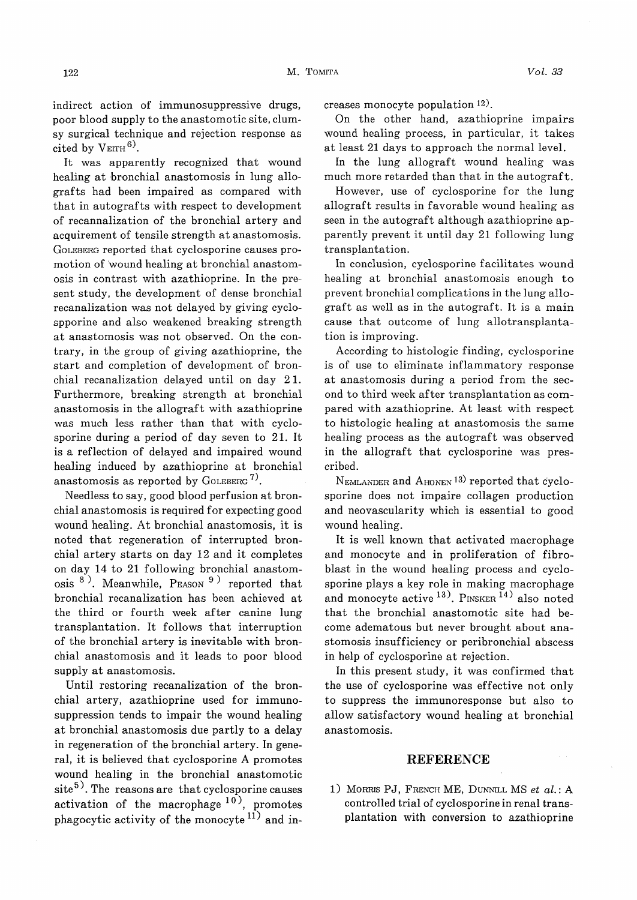indirect action of immunosuppressive drugs, poor blood supply to the anastomotic site, clumsy surgical technique and rejection response as cited by VEITH[6].

It was apparently recognized that wound healing at bronchial anastomosis in lung allografts had been impaired as compared with that in autografts with respect to development of recannalization of the bronchial artery and acquirement of tensile strength at anastomosis. GOLEBERG reported that cyclosporine causes promotion of wound healing at bronchial anastomosis in contrast with azathioprine. In the present study, the development of dense bronchial recanalization was not delayed by giving cyclospporine and also weakened breaking strength at anastomosis was not observed. On the contrary, in the group of giving azathioprine, the start and completion of development of bronchial recanalization delayed until on day 21. Furthermore, breaking strength at bronchial anastomosis in the allograft with azathioprine was much less rather than that with cyclosporine during a period of day seven to 21. It is a reflection of delayed and impaired wound healing induced by azathioprine at bronchial anastomosis as reported by GOLEBERG[7].

Needless to say, good blood perfusion at bronchial anastomosis is required for expecting good wound healing. At bronchial anastomosis, it is noted that regeneration of interrupted bronchial artery starts on day 12 and it completes on day 14 to 21 following bronchial anastomosis[8]. Meanwhile, PEASON[9] reported that bronchial recanalization has been achieved at the third or fourth week after canine lung transplantation. It follows that interruption of the bronchial artery is inevitable with bronchial anastomosis and it leads to poor blood supply at anastomosis.

Until restoring recanalization of the bronchial artery, azathioprine used for immunosuppression tends to impair the wound healing at bronchial anastomosis due partly to a delay in regeneration of the bronchial artery. In general, it is believed that cyclosporine A promotes wound healing in the bronchial anastomotic site[5]. The reasons are that cyclosporine causes activation of the macrophage[10], promotes phagocytic activity of the monocyte[11] and increases monocyte population[12].

On the other hand, azathioprine impairs wound healing process, in particular, it takes at least 21 days to approach the normal level.

In the lung allograft wound healing was much more retarded than that in the autograft.

However, use of cyclosporine for the lung allograft results in favorable wound healing as seen in the autograft although azathioprine apparently prevent it until day 21 following lung transplantation.

In conclusion, cyclosporine facilitates wound healing at bronchial anastomosis enough to prevent bronchial complications in the lung allograft as well as in the autograft. It is a main cause that outcome of lung allotransplantation is improving.

According to histologic finding, cyclosporine is of use to eliminate inflammatory response at anastomosis during a period from the second to third week after transplantation as compared with azathioprine. At least with respect to histologic healing at anastomosis the same healing process as the autograft was observed in the allograft that cyclosporine was prescribed.

NEMLANDER and AHONEN[13] reported that cyclosporine does not impaire collagen production and neovascularity which is essential to good wound healing.

It is well known that activated macrophage and monocyte and in proliferation of fibroblast in the wound healing process and cyclosporine plays a key role in making macrophage and monocyte active[13]. PINSKER[14] also noted that the bronchial anastomotic site had become adematous but never brought about anastomosis insufficiency or peribronchial abscess in help of cyclosporine at rejection.

In this present study, it was confirmed that the use of cyclosporine was effective not only to suppress the immunoresponse but also to allow satisfactory wound healing at bronchial anastomosis.

## REFERENCE

1) MORRIS PJ, FRENCH ME, DUNNILL MS *et al.*: A controlled trial of cyclosporine in renal transplantation with conversion to azathioprine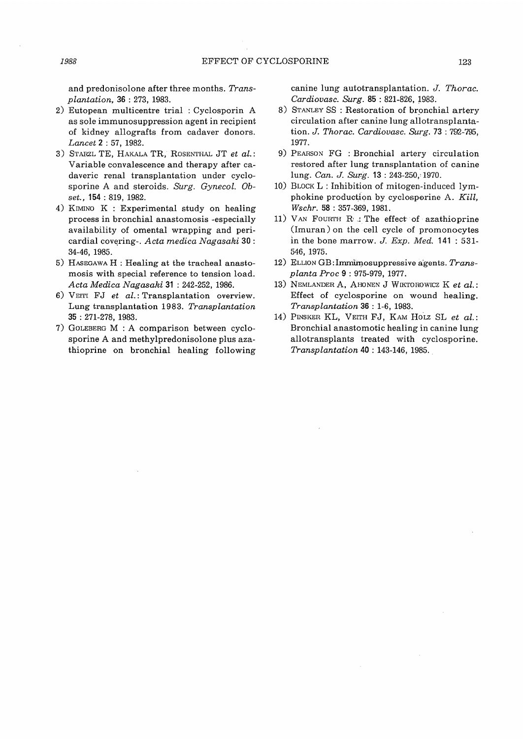and predonisolone after three months. *Transplantation,* **36** : 273, 1983.

2) Eutopean multicentre trial : Cyclosporin A as sole immunosuppression agent in recipient of kidney allografts from cadaver donors. *Lancet* **2** : 57, 1982.
3) STARZL TE, HAKALA TR, ROSENTHAL JT *et al.*: Variable convalescence and therapy after cadaveric renal transplantation under cyclosporine A and steroids. *Surg. Gynecol. Obset.,* **154** : 819, 1982.
4) KIMINO K : Experimental study on healing process in bronchial anastomosis -especially availability of omental wrapping and pericardial covering-. *Acta medica Nagasaki* **30** : 34-46, 1985.
5) HASEGAWA H : Healing at the tracheal anastomosis with special reference to tension load. *Acta Medica Nagasaki* **31** : 242-252, 1986.
6) VEITI FJ *et al.*: Transplantation overview. Lung transplantation 1983. *Transplantation* **35** : 271-278, 1983.
7) GOLEBERG M : A comparison between cyclosporine A and methylpredonisolone plus azathioprine on bronchial healing following canine lung autotransplantation. *J. Thorac. Cardiovasc. Surg.* **85** : 821-826, 1983.
8) STANLEY SS : Restoration of bronchial artery circulation after canine lung allotransplantation. *J. Thorac. Cardiovasc. Surg.* **73** : 792-795, 1977.
9) PEARSON FG : Bronchial artery circulation restored after lung transplantation of canine lung. *Can. J. Surg.* **13** : 243-250, 1970.
10) BLOCK L : Inhibition of mitogen-induced lymphokine production by cyclosporine A. *Kill, Wschr.* **58** : 357-369, 1981.
11) VAN FOURTH R : The effect of azathioprine (Imuran) on the cell cycle of promonocytes in the bone marrow. *J. Exp. Med.* **141** : 531-546, 1975.
12) ELLION GB: Immunosuppressive agents. *Transplanta Proc* **9** : 975-979, 1977.
13) NEMLANDER A, AHONEN J WIKTOROWICZ K *et al.*: Effect of cyclosporine on wound healing. *Transplantation* **36** : 1-6, 1983.
14) PINSKER KL, VEITH FJ, KAM HOLZ SL *et al.*: Bronchial anastomotic healing in canine lung allotransplants treated with cyclosporine. *Transplantation* **40** : 143-146, 1985.